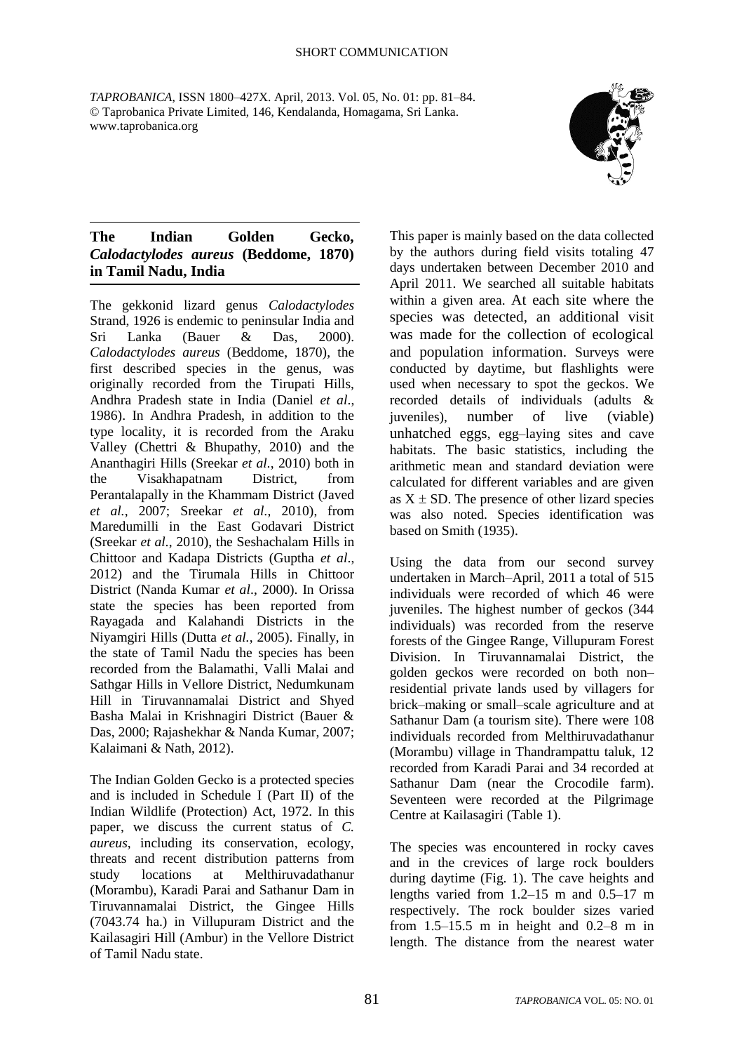SHORT COMMUNICATION

# The Indian Golden Gecko, *Calodactylodes aureus* (Beddome, 1870) in Tamil Nadu, India

The gekkonid lizard genus *Calodactylodes* Strand, 1926 is endemic to peninsular India and Sri Lanka (Bauer & Das, 2000). *Calodactylodes aureus* (Beddome, 1870), the first described species in the genus, was originally recorded from the Tirupati Hills, Andhra Pradesh state in India (Daniel *et al*., 1986). In Andhra Pradesh, in addition to the type locality, it is recorded from the Araku Valley (Chettri & Bhupathy, 2010) and the Ananthagiri Hills (Sreekar *et al*., 2010) both in the Visakhapatnam District, from Perantalapally in the Khammam District (Javed *et al.*, 2007; Sreekar *et al*., 2010), from Maredumilli in the East Godavari District (Sreekar *et al*., 2010), the Seshachalam Hills in Chittoor and Kadapa Districts (Guptha *et al*., 2012) and the Tirumala Hills in Chittoor District (Nanda Kumar *et al*., 2000). In Orissa state the species has been reported from Rayagada and Kalahandi Districts in the Niyamgiri Hills (Dutta *et al.*, 2005). Finally, in the state of Tamil Nadu the species has been recorded from the Balamathi, Valli Malai and Sathgar Hills in Vellore District, Nedumkunam Hill in Tiruvannamalai District and Shyed Basha Malai in Krishnagiri District (Bauer & Das, 2000; Rajashekhar & Nanda Kumar, 2007; Kalaimani & Nath, 2012).

The Indian Golden Gecko is a protected species and is included in Schedule I (Part II) of the Indian Wildlife (Protection) Act, 1972. In this paper, we discuss the current status of *C. aureus*, including its conservation, ecology, threats and recent distribution patterns from study locations at Melthiruvadathanur (Morambu), Karadi Parai and Sathanur Dam in Tiruvannamalai District, the Gingee Hills (7043.74 ha.) in Villupuram District and the Kailasagiri Hill (Ambur) in the Vellore District of Tamil Nadu state.

This paper is mainly based on the data collected by the authors during field visits totaling 47 days undertaken between December 2010 and April 2011. We searched all suitable habitats within a given area. At each site where the species was detected, an additional visit was made for the collection of ecological and population information. Surveys were conducted by daytime, but flashlights were used when necessary to spot the geckos. We recorded details of individuals (adults & juveniles), number of live (viable) unhatched eggs, egg–laying sites and cave habitats. The basic statistics, including the arithmetic mean and standard deviation were calculated for different variables and are given as $X \pm SD$. The presence of other lizard species was also noted. Species identification was based on Smith (1935).

Using the data from our second survey undertaken in March–April, 2011 a total of 515 individuals were recorded of which 46 were juveniles. The highest number of geckos (344 individuals) was recorded from the reserve forests of the Gingee Range, Villupuram Forest Division. In Tiruvannamalai District, the golden geckos were recorded on both non–residential private lands used by villagers for brick–making or small–scale agriculture and at Sathanur Dam (a tourism site). There were 108 individuals recorded from Melthiruvadathanur (Morambu) village in Thandrampattu taluk, 12 recorded from Karadi Parai and 34 recorded at Sathanur Dam (near the Crocodile farm). Seventeen were recorded at the Pilgrimage Centre at Kailasagiri (Table 1).

The species was encountered in rocky caves and in the crevices of large rock boulders during daytime (Fig. 1). The cave heights and lengths varied from 1.2–15 m and 0.5–17 m respectively. The rock boulder sizes varied from 1.5–15.5 m in height and 0.2–8 m in length. The distance from the nearest water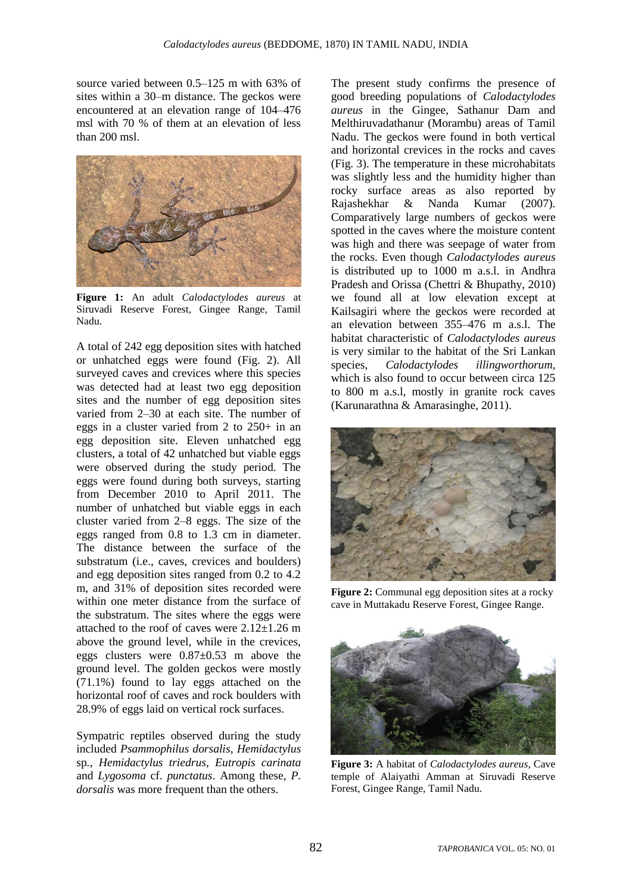source varied between 0.5–125 m with 63% of sites within a 30–m distance. The geckos were encountered at an elevation range of 104–476 msl with 70 % of them at an elevation of less than 200 msl.

**Figure 1:** An adult *Calodactylodes aureus* at Siruvadi Reserve Forest, Gingee Range, Tamil Nadu.

A total of 242 egg deposition sites with hatched or unhatched eggs were found (Fig. 2). All surveyed caves and crevices where this species was detected had at least two egg deposition sites and the number of egg deposition sites varied from 2–30 at each site. The number of eggs in a cluster varied from 2 to 250+ in an egg deposition site. Eleven unhatched egg clusters, a total of 42 unhatched but viable eggs were observed during the study period. The eggs were found during both surveys, starting from December 2010 to April 2011. The number of unhatched but viable eggs in each cluster varied from 2–8 eggs. The size of the eggs ranged from 0.8 to 1.3 cm in diameter. The distance between the surface of the substratum (i.e., caves, crevices and boulders) and egg deposition sites ranged from 0.2 to 4.2 m, and 31% of deposition sites recorded were within one meter distance from the surface of the substratum. The sites where the eggs were attached to the roof of caves were $2.12 \pm 1.26$ m above the ground level, while in the crevices, eggs clusters were $0.87 \pm 0.53$ m above the ground level. The golden geckos were mostly (71.1%) found to lay eggs attached on the horizontal roof of caves and rock boulders with 28.9% of eggs laid on vertical rock surfaces.

Sympatric reptiles observed during the study included *Psammophilus dorsalis*, *Hemidactylus* sp., *Hemidactylus triedrus*, *Eutropis carinata* and *Lygosoma* cf. *punctatus*. Among these, *P. dorsalis* was more frequent than the others.

The present study confirms the presence of good breeding populations of *Calodactylodes aureus* in the Gingee, Sathanur Dam and Melthiruvadathanur (Morambu) areas of Tamil Nadu. The geckos were found in both vertical and horizontal crevices in the rocks and caves (Fig. 3). The temperature in these microhabitats was slightly less and the humidity higher than rocky surface areas as also reported by Rajashekhar & Nanda Kumar (2007). Comparatively large numbers of geckos were spotted in the caves where the moisture content was high and there was seepage of water from the rocks. Even though *Calodactylodes aureus* is distributed up to 1000 m a.s.l. in Andhra Pradesh and Orissa (Chettri & Bhupathy, 2010) we found all at low elevation except at Kailsagiri where the geckos were recorded at an elevation between 355–476 m a.s.l. The habitat characteristic of *Calodactylodes aureus* is very similar to the habitat of the Sri Lankan species, *Calodactylodes illingworthorum*, which is also found to occur between circa 125 to 800 m a.s.l, mostly in granite rock caves (Karunarathna & Amarasinghe, 2011).

**Figure 2:** Communal egg deposition sites at a rocky cave in Muttakadu Reserve Forest, Gingee Range.

**Figure 3:** A habitat of *Calodactylodes aureus*, Cave temple of Alaiyathi Amman at Siruvadi Reserve Forest, Gingee Range, Tamil Nadu.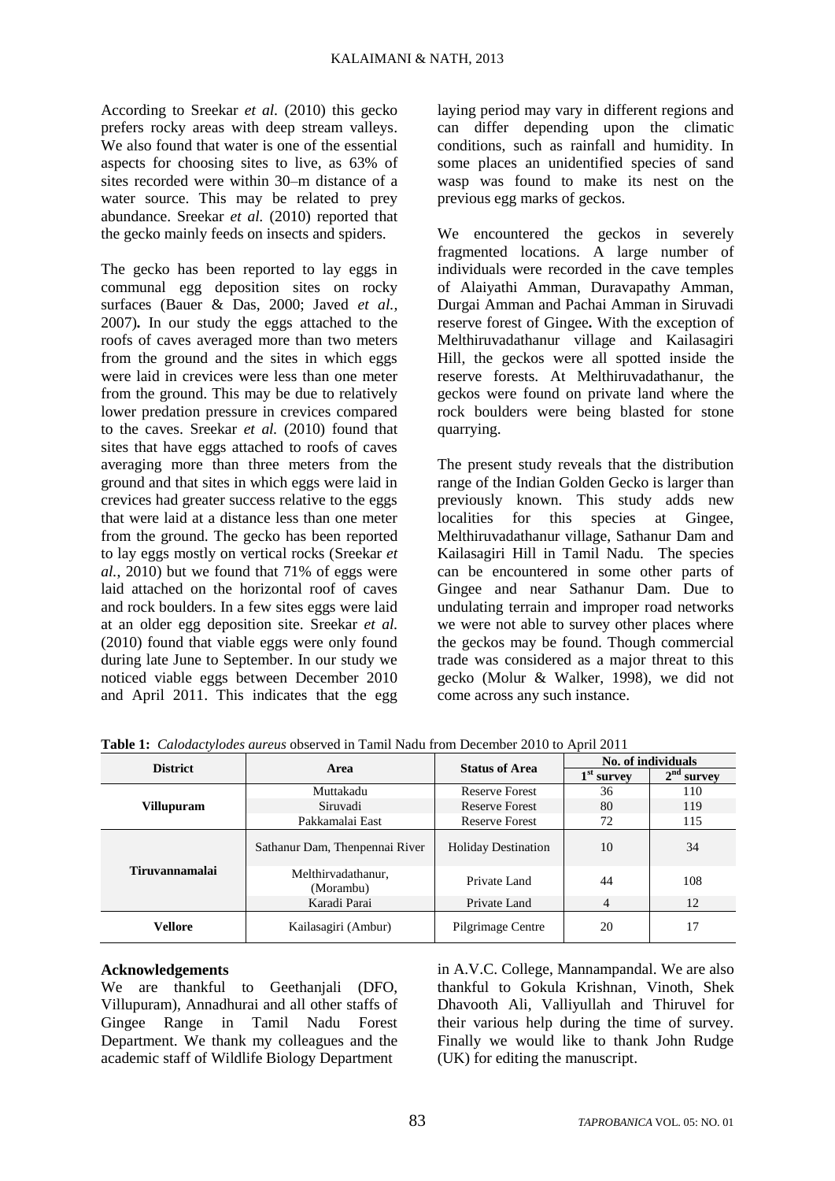According to Sreekar *et al.* (2010) this gecko prefers rocky areas with deep stream valleys. We also found that water is one of the essential aspects for choosing sites to live, as 63% of sites recorded were within 30–m distance of a water source. This may be related to prey abundance. Sreekar *et al.* (2010) reported that the gecko mainly feeds on insects and spiders.

The gecko has been reported to lay eggs in communal egg deposition sites on rocky surfaces (Bauer & Das, 2000; Javed *et al.*, 2007). In our study the eggs attached to the roofs of caves averaged more than two meters from the ground and the sites in which eggs were laid in crevices were less than one meter from the ground. This may be due to relatively lower predation pressure in crevices compared to the caves. Sreekar *et al.* (2010) found that sites that have eggs attached to roofs of caves averaging more than three meters from the ground and that sites in which eggs were laid in crevices had greater success relative to the eggs that were laid at a distance less than one meter from the ground. The gecko has been reported to lay eggs mostly on vertical rocks (Sreekar *et al.*, 2010) but we found that 71% of eggs were laid attached on the horizontal roof of caves and rock boulders. In a few sites eggs were laid at an older egg deposition site. Sreekar *et al.* (2010) found that viable eggs were only found during late June to September. In our study we noticed viable eggs between December 2010 and April 2011. This indicates that the egg laying period may vary in different regions and can differ depending upon the climatic conditions, such as rainfall and humidity. In some places an unidentified species of sand wasp was found to make its nest on the previous egg marks of geckos.

We encountered the geckos in severely fragmented locations. A large number of individuals were recorded in the cave temples of Alaiyathi Amman, Duravapathy Amman, Durgai Amman and Pachai Amman in Siruvadi reserve forest of Gingee. With the exception of Melthiruvadathanur village and Kailasagiri Hill, the geckos were all spotted inside the reserve forests. At Melthiruvadathanur, the geckos were found on private land where the rock boulders were being blasted for stone quarrying.

The present study reveals that the distribution range of the Indian Golden Gecko is larger than previously known. This study adds new localities for this species at Gingee, Melthiruvadathanur village, Sathanur Dam and Kailasagiri Hill in Tamil Nadu. The species can be encountered in some other parts of Gingee and near Sathanur Dam. Due to undulating terrain and improper road networks we were not able to survey other places where the geckos may be found. Though commercial trade was considered as a major threat to this gecko (Molur & Walker, 1998), we did not come across any such instance.

**Table 1:** *Calodactylodes aureus* observed in Tamil Nadu from December 2010 to April 2011

| District | Area | Status of Area | No. of individuals | |
|---|---|---|---|---|
| | | | 1st survey | 2nd survey |
| **Villupuram** | Muttakadu | Reserve Forest | 36 | 110 |
| | Siruvadi | Reserve Forest | 80 | 119 |
| | Pakkamalai East | Reserve Forest | 72 | 115 |
| **Tiruvannamalai** | Sathanur Dam, Thenpennai River | Holiday Destination | 10 | 34 |
| | Melthirvadathanur, (Morambu) | Private Land | 44 | 108 |
| | Karadi Parai | Private Land | 4 | 12 |
| **Vellore** | Kailasagiri (Ambur) | Pilgrimage Centre | 20 | 17 |

**Acknowledgements**

We are thankful to Geethanjali (DFO, Villupuram), Annadhurai and all other staffs of Gingee Range in Tamil Nadu Forest Department. We thank my colleagues and the academic staff of Wildlife Biology Department in A.V.C. College, Mannampandal. We are also thankful to Gokula Krishnan, Vinoth, Shek Dhavooth Ali, Valliyullah and Thiruvel for their various help during the time of survey. Finally we would like to thank John Rudge (UK) for editing the manuscript.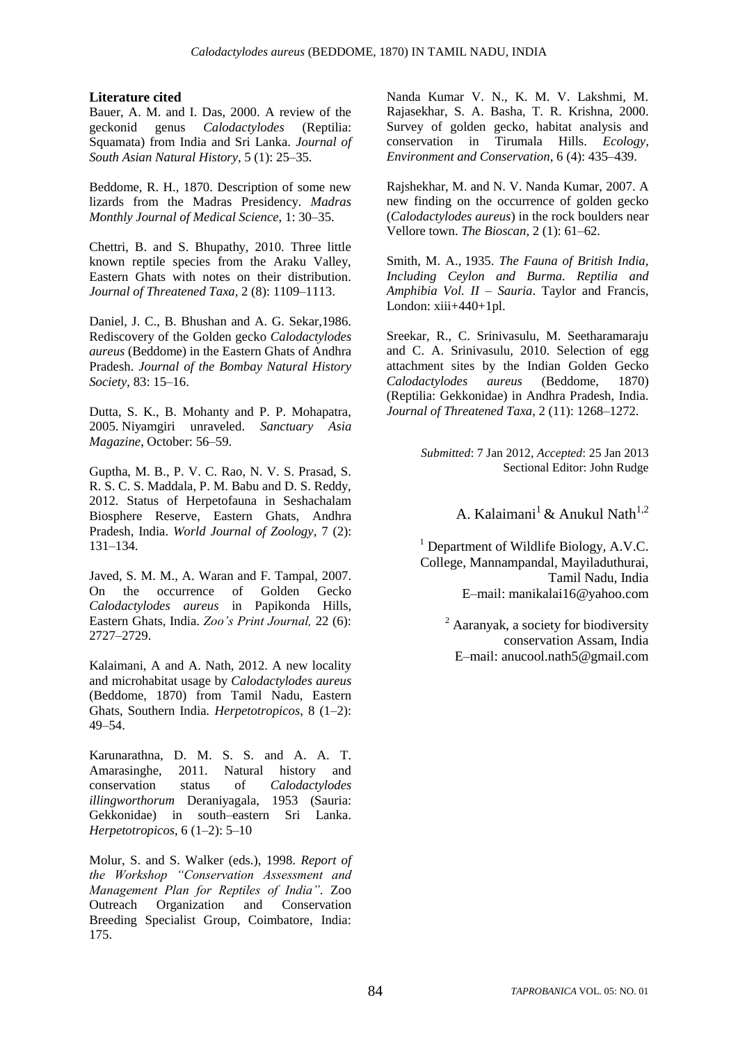### Literature cited

Bauer, A. M. and I. Das, 2000. A review of the geckonid genus *Calodactylodes* (Reptilia: Squamata) from India and Sri Lanka. *Journal of South Asian Natural History*, 5 (1): 25–35.

Beddome, R. H., 1870. Description of some new lizards from the Madras Presidency. *Madras Monthly Journal of Medical Science*, 1: 30–35.

Chettri, B. and S. Bhupathy, 2010. Three little known reptile species from the Araku Valley, Eastern Ghats with notes on their distribution. *Journal of Threatened Taxa*, 2 (8): 1109–1113.

Daniel, J. C., B. Bhushan and A. G. Sekar,1986. Rediscovery of the Golden gecko *Calodactylodes aureus* (Beddome) in the Eastern Ghats of Andhra Pradesh. *Journal of the Bombay Natural History Society*, 83: 15–16.

Dutta, S. K., B. Mohanty and P. P. Mohapatra, 2005. Niyamgiri unraveled. *Sanctuary Asia Magazine*, October: 56–59.

Guptha, M. B., P. V. C. Rao, N. V. S. Prasad, S. R. S. C. S. Maddala, P. M. Babu and D. S. Reddy, 2012. Status of Herpetofauna in Seshachalam Biosphere Reserve, Eastern Ghats, Andhra Pradesh, India. *World Journal of Zoology*, 7 (2): 131–134.

Javed, S. M. M., A. Waran and F. Tampal, 2007. On the occurrence of Golden Gecko *Calodactylodes aureus* in Papikonda Hills, Eastern Ghats, India. *Zoo's Print Journal,* 22 (6): 2727–2729.

Kalaimani, A and A. Nath, 2012. A new locality and microhabitat usage by *Calodactylodes aureus* (Beddome, 1870) from Tamil Nadu, Eastern Ghats, Southern India. *Herpetotropicos*, 8 (1–2): 49–54.

Karunarathna, D. M. S. S. and A. A. T. Amarasinghe, 2011. Natural history and conservation status of *Calodactylodes illingworthorum* Deraniyagala, 1953 (Sauria: Gekkonidae) in south–eastern Sri Lanka. *Herpetotropicos*, 6 (1–2): 5–10

Molur, S. and S. Walker (eds.), 1998. *Report of the Workshop "Conservation Assessment and Management Plan for Reptiles of India"*. Zoo Outreach Organization and Conservation Breeding Specialist Group, Coimbatore, India: 175.

Nanda Kumar V. N., K. M. V. Lakshmi, M. Rajasekhar, S. A. Basha, T. R. Krishna, 2000. Survey of golden gecko, habitat analysis and conservation in Tirumala Hills. *Ecology, Environment and Conservation*, 6 (4): 435–439.

Rajshekhar, M. and N. V. Nanda Kumar, 2007. A new finding on the occurrence of golden gecko (*Calodactylodes aureus*) in the rock boulders near Vellore town. *The Bioscan,* 2 (1): 61–62.

Smith, M. A., 1935. *The Fauna of British India, Including Ceylon and Burma. Reptilia and Amphibia Vol. II – Sauria*. Taylor and Francis, London: xiii+440+1pl.

Sreekar, R., C. Srinivasulu, M. Seetharamaraju and C. A. Srinivasulu, 2010. Selection of egg attachment sites by the Indian Golden Gecko *Calodactylodes aureus* (Beddome, 1870) (Reptilia: Gekkonidae) in Andhra Pradesh, India. *Journal of Threatened Taxa*, 2 (11): 1268–1272.

*Submitted*: 7 Jan 2012, *Accepted*: 25 Jan 2013
Sectional Editor: John Rudge

A. Kalaimani[1] & Anukul Nath[1,2]

[1] Department of Wildlife Biology, A.V.C. College, Mannampandal, Mayiladuthurai, Tamil Nadu, India
E–mail: manikalai16@yahoo.com

[2] Aaranyak, a society for biodiversity conservation Assam, India
E–mail: anucool.nath5@gmail.com